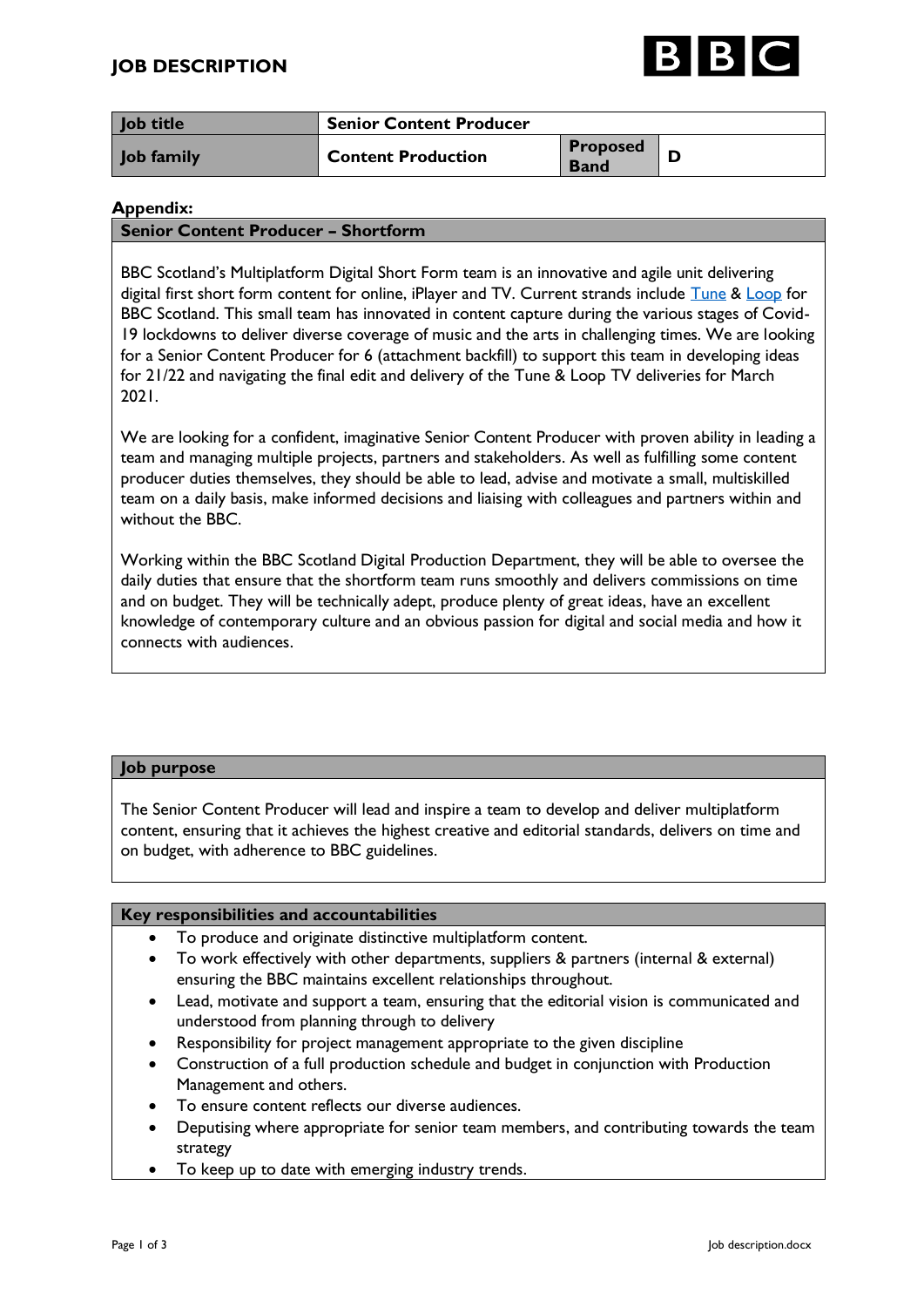# JOB DESCRIPTION

| Job title | Senior Content Producer | | |
|---|---|---|---|
| Job family | Content Production | Proposed Band | D |

**Appendix:**

## Senior Content Producer – Shortform

BBC Scotland's Multiplatform Digital Short Form team is an innovative and agile unit delivering digital first short form content for online, iPlayer and TV. Current strands include Tune & Loop for BBC Scotland. This small team has innovated in content capture during the various stages of Covid-19 lockdowns to deliver diverse coverage of music and the arts in challenging times. We are looking for a Senior Content Producer for 6 (attachment backfill) to support this team in developing ideas for 21/22 and navigating the final edit and delivery of the Tune & Loop TV deliveries for March 2021.

We are looking for a confident, imaginative Senior Content Producer with proven ability in leading a team and managing multiple projects, partners and stakeholders. As well as fulfilling some content producer duties themselves, they should be able to lead, advise and motivate a small, multiskilled team on a daily basis, make informed decisions and liaising with colleagues and partners within and without the BBC.

Working within the BBC Scotland Digital Production Department, they will be able to oversee the daily duties that ensure that the shortform team runs smoothly and delivers commissions on time and on budget. They will be technically adept, produce plenty of great ideas, have an excellent knowledge of contemporary culture and an obvious passion for digital and social media and how it connects with audiences.

## Job purpose

The Senior Content Producer will lead and inspire a team to develop and deliver multiplatform content, ensuring that it achieves the highest creative and editorial standards, delivers on time and on budget, with adherence to BBC guidelines.

## Key responsibilities and accountabilities

- To produce and originate distinctive multiplatform content.
- To work effectively with other departments, suppliers & partners (internal & external) ensuring the BBC maintains excellent relationships throughout.
- Lead, motivate and support a team, ensuring that the editorial vision is communicated and understood from planning through to delivery
- Responsibility for project management appropriate to the given discipline
- Construction of a full production schedule and budget in conjunction with Production Management and others.
- To ensure content reflects our diverse audiences.
- Deputising where appropriate for senior team members, and contributing towards the team strategy
- To keep up to date with emerging industry trends.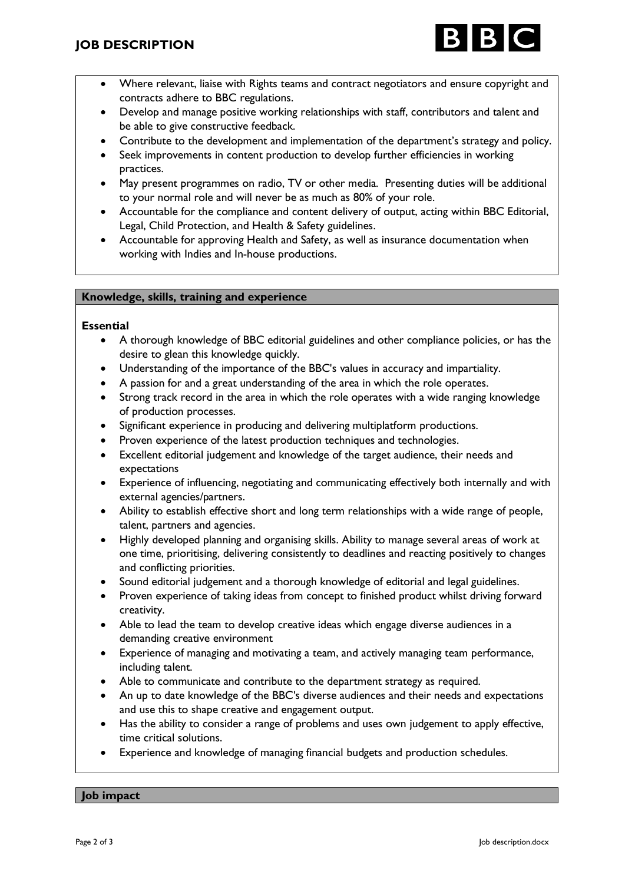- Where relevant, liaise with Rights teams and contract negotiators and ensure copyright and contracts adhere to BBC regulations.
- Develop and manage positive working relationships with staff, contributors and talent and be able to give constructive feedback.
- Contribute to the development and implementation of the department's strategy and policy.
- Seek improvements in content production to develop further efficiencies in working practices.
- May present programmes on radio, TV or other media. Presenting duties will be additional to your normal role and will never be as much as 80% of your role.
- Accountable for the compliance and content delivery of output, acting within BBC Editorial, Legal, Child Protection, and Health & Safety guidelines.
- Accountable for approving Health and Safety, as well as insurance documentation when working with Indies and In-house productions.

## Knowledge, skills, training and experience

**Essential**

- A thorough knowledge of BBC editorial guidelines and other compliance policies, or has the desire to glean this knowledge quickly.
- Understanding of the importance of the BBC's values in accuracy and impartiality.
- A passion for and a great understanding of the area in which the role operates.
- Strong track record in the area in which the role operates with a wide ranging knowledge of production processes.
- Significant experience in producing and delivering multiplatform productions.
- Proven experience of the latest production techniques and technologies.
- Excellent editorial judgement and knowledge of the target audience, their needs and expectations
- Experience of influencing, negotiating and communicating effectively both internally and with external agencies/partners.
- Ability to establish effective short and long term relationships with a wide range of people, talent, partners and agencies.
- Highly developed planning and organising skills. Ability to manage several areas of work at one time, prioritising, delivering consistently to deadlines and reacting positively to changes and conflicting priorities.
- Sound editorial judgement and a thorough knowledge of editorial and legal guidelines.
- Proven experience of taking ideas from concept to finished product whilst driving forward creativity.
- Able to lead the team to develop creative ideas which engage diverse audiences in a demanding creative environment
- Experience of managing and motivating a team, and actively managing team performance, including talent.
- Able to communicate and contribute to the department strategy as required.
- An up to date knowledge of the BBC's diverse audiences and their needs and expectations and use this to shape creative and engagement output.
- Has the ability to consider a range of problems and uses own judgement to apply effective, time critical solutions.
- Experience and knowledge of managing financial budgets and production schedules.

## Job impact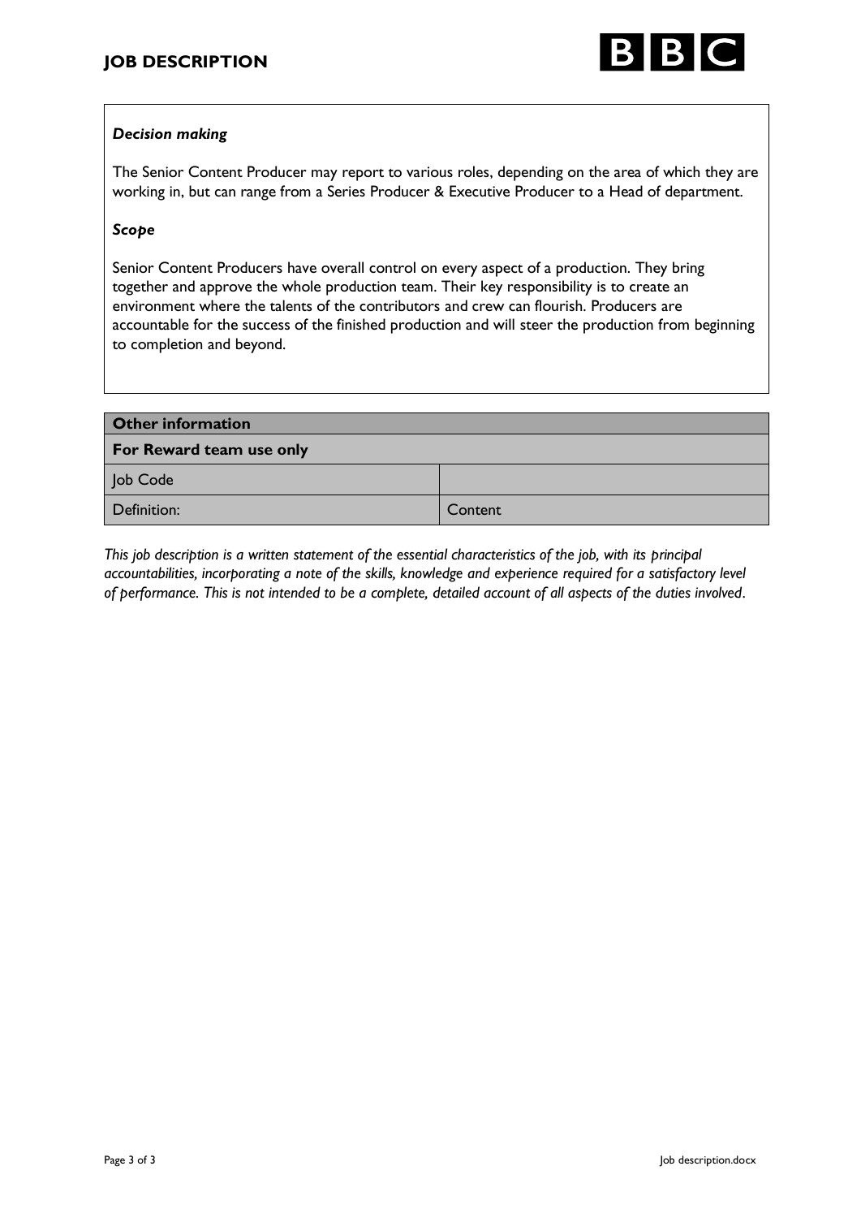***Decision making***

The Senior Content Producer may report to various roles, depending on the area of which they are working in, but can range from a Series Producer & Executive Producer to a Head of department.

***Scope***

Senior Content Producers have overall control on every aspect of a production. They bring together and approve the whole production team. Their key responsibility is to create an environment where the talents of the contributors and crew can flourish. Producers are accountable for the success of the finished production and will steer the production from beginning to completion and beyond.

| **Other information** | |
|---|---|
| **For Reward team use only** | |
| Job Code | |
| Definition: | Content |

*This job description is a written statement of the essential characteristics of the job, with its principal accountabilities, incorporating a note of the skills, knowledge and experience required for a satisfactory level of performance. This is not intended to be a complete, detailed account of all aspects of the duties involved.*